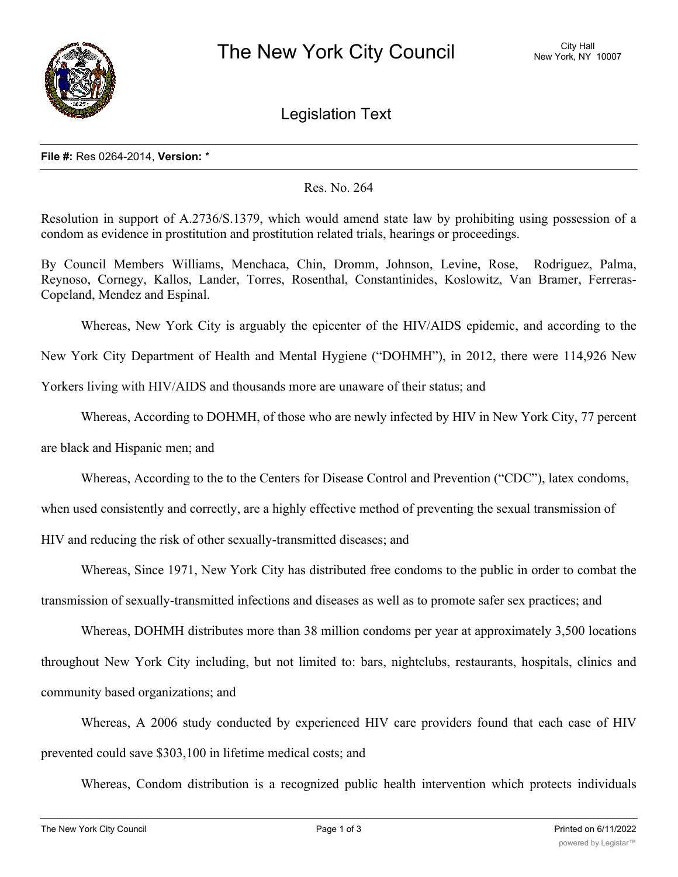# The New York City Council

City Hall
New York, NY 10007

## Legislation Text

**File #:** Res 0264-2014, **Version:** *

Res. No. 264

Resolution in support of A.2736/S.1379, which would amend state law by prohibiting using possession of a condom as evidence in prostitution and prostitution related trials, hearings or proceedings.

By Council Members Williams, Menchaca, Chin, Dromm, Johnson, Levine, Rose, Rodriguez, Palma, Reynoso, Cornegy, Kallos, Lander, Torres, Rosenthal, Constantinides, Koslowitz, Van Bramer, Ferreras-Copeland, Mendez and Espinal.

Whereas, New York City is arguably the epicenter of the HIV/AIDS epidemic, and according to the New York City Department of Health and Mental Hygiene ("DOHMH"), in 2012, there were 114,926 New Yorkers living with HIV/AIDS and thousands more are unaware of their status; and

Whereas, According to DOHMH, of those who are newly infected by HIV in New York City, 77 percent are black and Hispanic men; and

Whereas, According to the to the Centers for Disease Control and Prevention ("CDC"), latex condoms, when used consistently and correctly, are a highly effective method of preventing the sexual transmission of HIV and reducing the risk of other sexually-transmitted diseases; and

Whereas, Since 1971, New York City has distributed free condoms to the public in order to combat the transmission of sexually-transmitted infections and diseases as well as to promote safer sex practices; and

Whereas, DOHMH distributes more than 38 million condoms per year at approximately 3,500 locations throughout New York City including, but not limited to: bars, nightclubs, restaurants, hospitals, clinics and community based organizations; and

Whereas, A 2006 study conducted by experienced HIV care providers found that each case of HIV prevented could save $303,100 in lifetime medical costs; and

Whereas, Condom distribution is a recognized public health intervention which protects individuals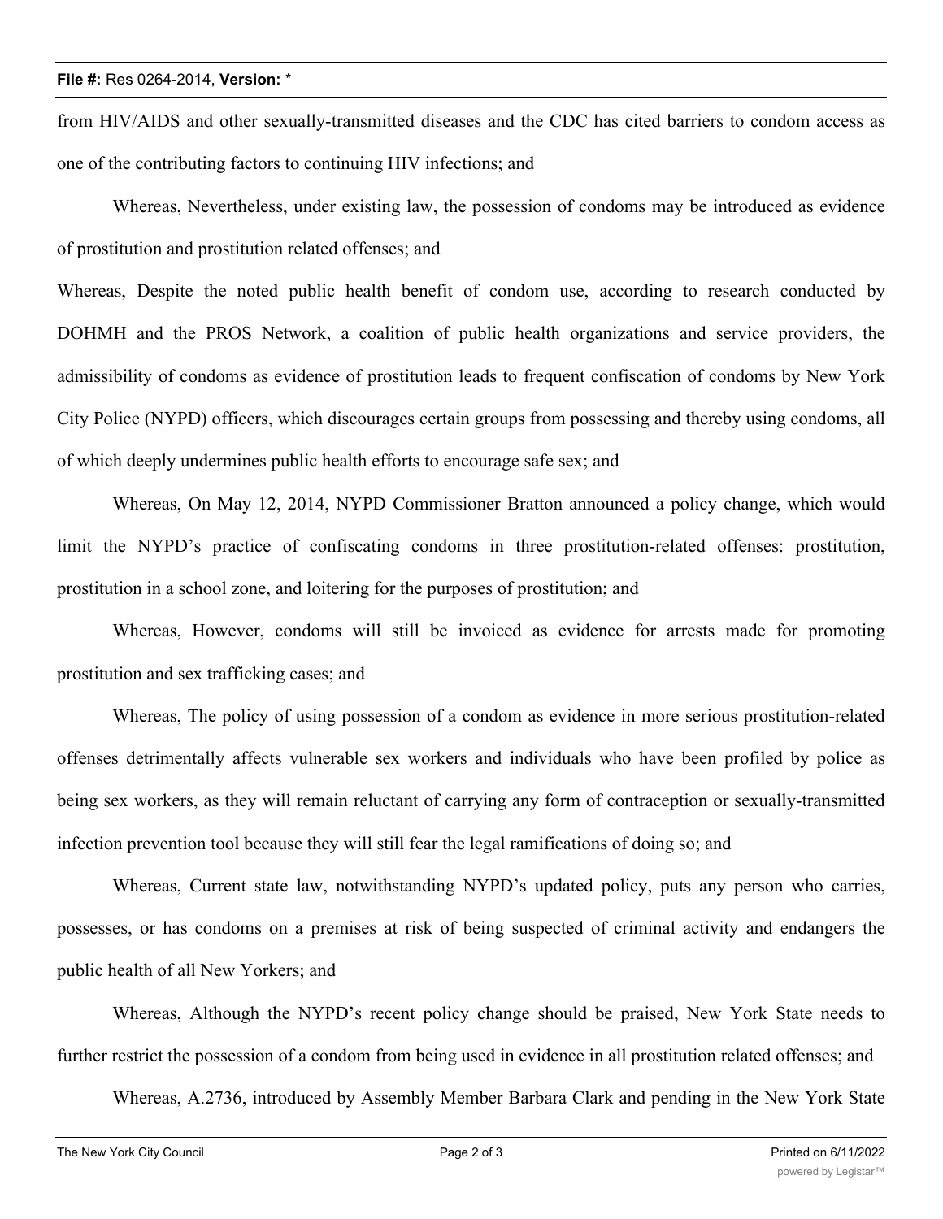from HIV/AIDS and other sexually-transmitted diseases and the CDC has cited barriers to condom access as one of the contributing factors to continuing HIV infections; and

Whereas, Nevertheless, under existing law, the possession of condoms may be introduced as evidence of prostitution and prostitution related offenses; and

Whereas, Despite the noted public health benefit of condom use, according to research conducted by DOHMH and the PROS Network, a coalition of public health organizations and service providers, the admissibility of condoms as evidence of prostitution leads to frequent confiscation of condoms by New York City Police (NYPD) officers, which discourages certain groups from possessing and thereby using condoms, all of which deeply undermines public health efforts to encourage safe sex; and

Whereas, On May 12, 2014, NYPD Commissioner Bratton announced a policy change, which would limit the NYPD's practice of confiscating condoms in three prostitution-related offenses: prostitution, prostitution in a school zone, and loitering for the purposes of prostitution; and

Whereas, However, condoms will still be invoiced as evidence for arrests made for promoting prostitution and sex trafficking cases; and

Whereas, The policy of using possession of a condom as evidence in more serious prostitution-related offenses detrimentally affects vulnerable sex workers and individuals who have been profiled by police as being sex workers, as they will remain reluctant of carrying any form of contraception or sexually-transmitted infection prevention tool because they will still fear the legal ramifications of doing so; and

Whereas, Current state law, notwithstanding NYPD's updated policy, puts any person who carries, possesses, or has condoms on a premises at risk of being suspected of criminal activity and endangers the public health of all New Yorkers; and

Whereas, Although the NYPD's recent policy change should be praised, New York State needs to further restrict the possession of a condom from being used in evidence in all prostitution related offenses; and

Whereas, A.2736, introduced by Assembly Member Barbara Clark and pending in the New York State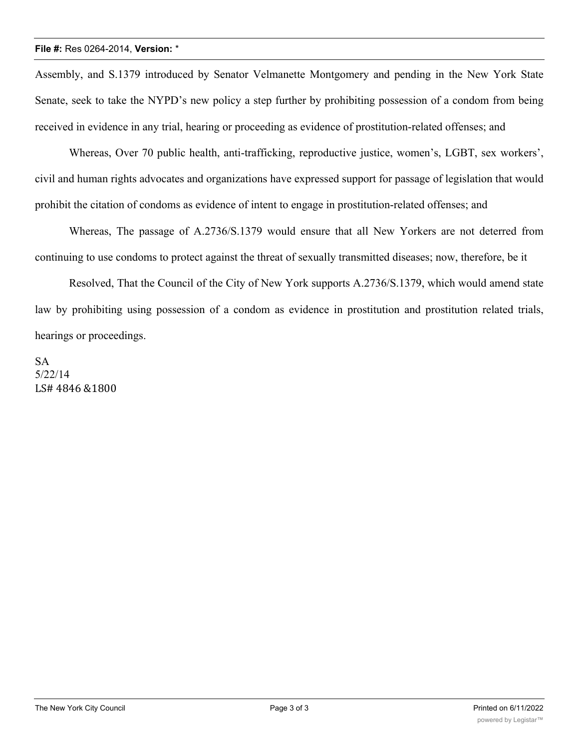Assembly, and S.1379 introduced by Senator Velmanette Montgomery and pending in the New York State Senate, seek to take the NYPD's new policy a step further by prohibiting possession of a condom from being received in evidence in any trial, hearing or proceeding as evidence of prostitution-related offenses; and

Whereas, Over 70 public health, anti-trafficking, reproductive justice, women's, LGBT, sex workers', civil and human rights advocates and organizations have expressed support for passage of legislation that would prohibit the citation of condoms as evidence of intent to engage in prostitution-related offenses; and

Whereas, The passage of A.2736/S.1379 would ensure that all New Yorkers are not deterred from continuing to use condoms to protect against the threat of sexually transmitted diseases; now, therefore, be it

Resolved, That the Council of the City of New York supports A.2736/S.1379, which would amend state law by prohibiting using possession of a condom as evidence in prostitution and prostitution related trials, hearings or proceedings.

SA
5/22/14
LS# 4846 &1800